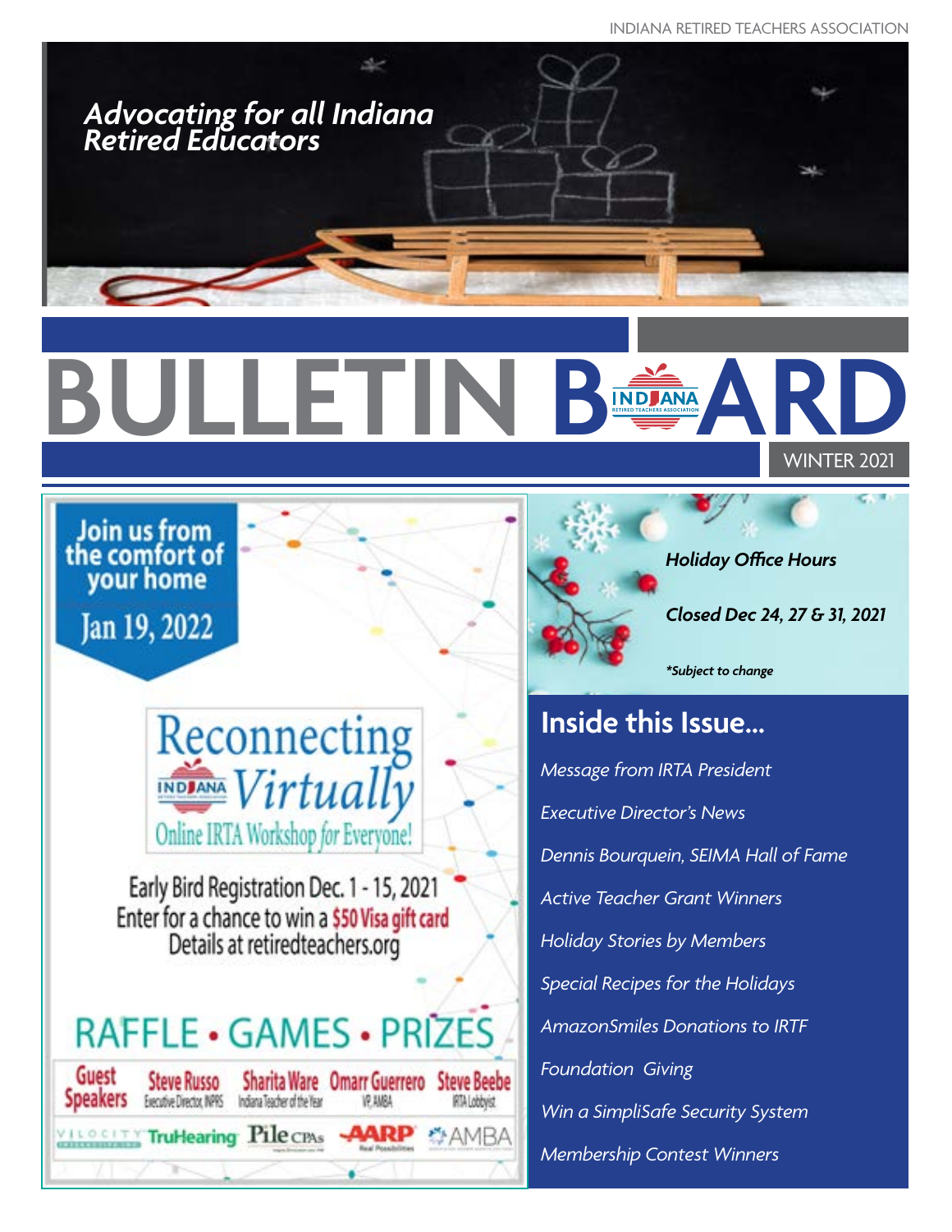*Advocating for all Indiana Retired Educators*

# BULLETIN BOARD

WINTER 2021

Join us from the comfort of your home

Jan 19, 2022

## Reconnecting Virtually

Online IRTA Workshop for Everyone!

Early Bird Registration Dec. 1 - 15, 2021

Enter for a chance to win a $50 Visa gift card

Details at retiredteachers.org

RAFFLE • GAMES • PRIZES

Guest Speakers

- Steve Russo, Executive Director, INPRS
- Sharita Ware, Indiana Teacher of the Year
- Omarr Guerrero, VP, AMBA
- Steve Beebe, IRTA Lobbyist

Velocity · TruHearing · Pile CPAs · AARP · AMBA

***Holiday Office Hours***

***Closed Dec 24, 27 & 31, 2021***

****Subject to change***

## Inside this Issue...

*Message from IRTA President*

*Executive Director's News*

*Dennis Bourquein, SEIMA Hall of Fame*

*Active Teacher Grant Winners*

*Holiday Stories by Members*

*Special Recipes for the Holidays*

*AmazonSmiles Donations to IRTF*

*Foundation Giving*

*Win a SimpliSafe Security System*

*Membership Contest Winners*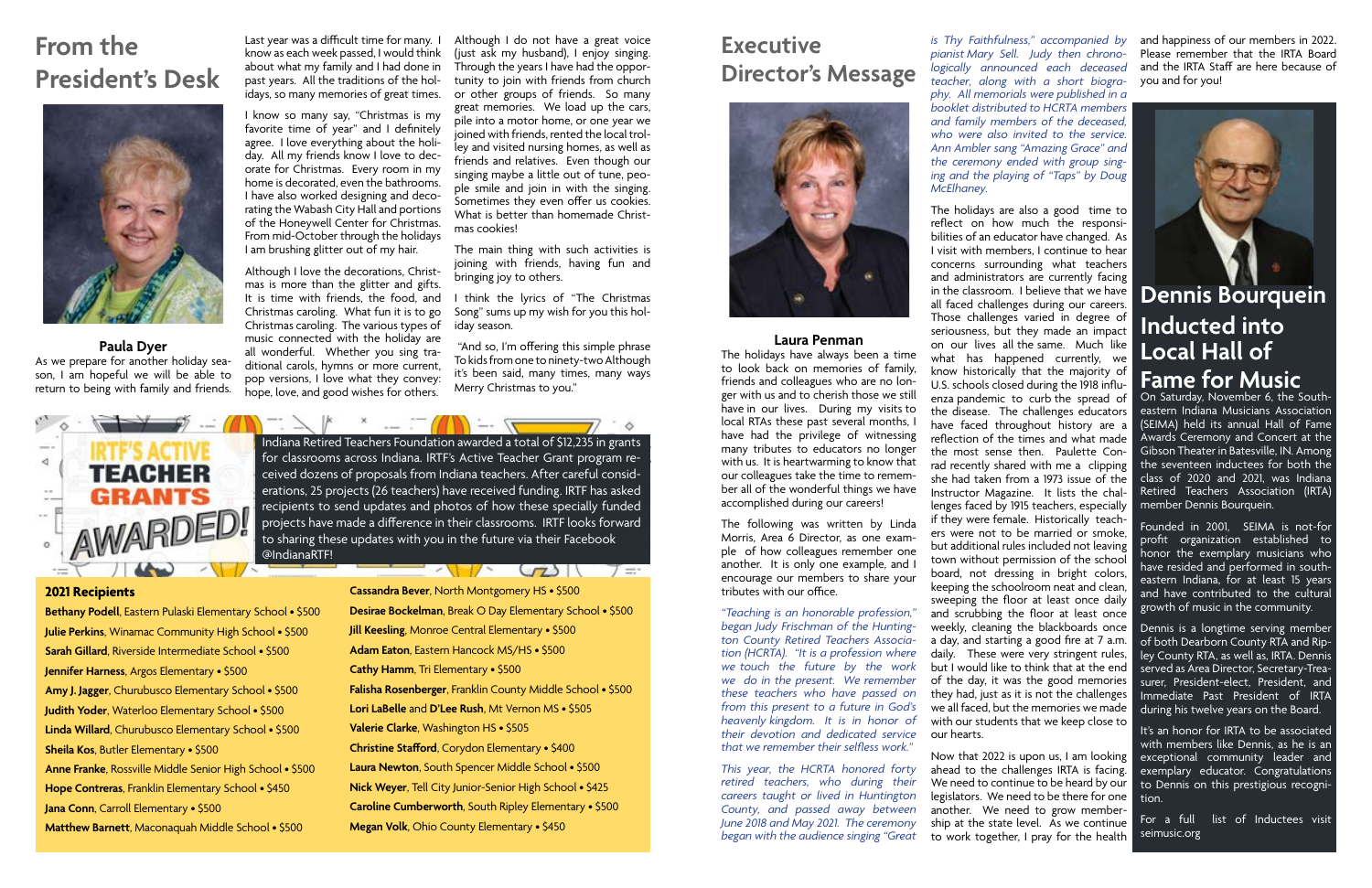# From the President's Desk

**Paula Dyer**

As we prepare for another holiday season, I am hopeful we will be able to return to being with family and friends.

Last year was a difficult time for many. I know as each week passed, I would think about what my family and I had done in past years. All the traditions of the holidays, so many memories of great times.

I know so many say, "Christmas is my favorite time of year" and I definitely agree. I love everything about the holiday. All my friends know I love to decorate for Christmas. Every room in my home is decorated, even the bathrooms. I have also worked designing and decorating the Wabash City Hall and portions of the Honeywell Center for Christmas. From mid-October through the holidays I am brushing glitter out of my hair.

Although I love the decorations, Christmas is more than the glitter and gifts. It is time with friends, the food, and Christmas caroling. What fun it is to go Christmas caroling. The various types of music connected with the holiday are all wonderful. Whether you sing traditional carols, hymns or more current, pop versions, I love what they convey: hope, love, and good wishes for others.

Although I do not have a great voice (just ask my husband), I enjoy singing. Through the years I have had the opportunity to join with friends from church or other groups of friends. So many great memories. We load up the cars, pile into a motor home, or one year we joined with friends, rented the local trolley and visited nursing homes, as well as friends and relatives. Even though our singing maybe a little out of tune, people smile and join in with the singing. Sometimes they even offer us cookies. What is better than homemade Christmas cookies!

The main thing with such activities is joining with friends, having fun and bringing joy to others.

I think the lyrics of "The Christmas Song" sums up my wish for you this holiday season.

"And so, I'm offering this simple phrase To kids from one to ninety-two Although it's been said, many times, many ways Merry Christmas to you."

## IRTF'S ACTIVE TEACHER GRANTS AWARDED!

Indiana Retired Teachers Foundation awarded a total of $12,235 in grants for classrooms across Indiana. IRTF's Active Teacher Grant program received dozens of proposals from Indiana teachers. After careful considerations, 25 projects (26 teachers) have received funding. IRTF has asked recipients to send updates and photos of how these specially funded projects have made a difference in their classrooms. IRTF looks forward to sharing these updates with you in the future via their Facebook @IndianaRTF!

### 2021 Recipients

**Bethany Podell**, Eastern Pulaski Elementary School • $500
**Julie Perkins**, Winamac Community High School • $500
**Sarah Gillard**, Riverside Intermediate School • $500
**Jennifer Harness**, Argos Elementary • $500
**Amy J. Jagger**, Churubusco Elementary School • $500
**Judith Yoder**, Waterloo Elementary School • $500
**Linda Willard**, Churubusco Elementary School • $500
**Sheila Kos**, Butler Elementary • $500
**Anne Franke**, Rossville Middle Senior High School • $500
**Hope Contreras**, Franklin Elementary School • $450
**Jana Conn**, Carroll Elementary • $500
**Matthew Barnett**, Maconaquah Middle School • $500
**Cassandra Bever**, North Montgomery HS • $500
**Desirae Bockelman**, Break O Day Elementary School • $500
**Jill Keesling**, Monroe Central Elementary • $500
**Adam Eaton**, Eastern Hancock MS/HS • $500
**Cathy Hamm**, Tri Elementary • $500
**Falisha Rosenberger**, Franklin County Middle School • $500
**Lori LaBelle** and **D'Lee Rush**, Mt Vernon MS • $505
**Valerie Clarke**, Washington HS • $505
**Christine Stafford**, Corydon Elementary • $400
**Laura Newton**, South Spencer Middle School • $500
**Nick Weyer**, Tell City Junior-Senior High School • $425
**Caroline Cumberworth**, South Ripley Elementary • $500
**Megan Volk**, Ohio County Elementary • $450

# Executive Director's Message

**Laura Penman**

The holidays have always been a time to look back on memories of family, friends and colleagues who are no longer with us and to cherish those we still have in our lives. During my visits to local RTAs these past several months, I have had the privilege of witnessing many tributes to educators no longer with us. It is heartwarming to know that our colleagues take the time to remember all of the wonderful things we have accomplished during our careers!

The following was written by Linda Morris, Area 6 Director, as one example of how colleagues remember one another. It is only one example, and I encourage our members to share your tributes with our office.

*"Teaching is an honorable profession," began Judy Frischman of the Huntington County Retired Teachers Association (HCRTA). "It is a profession where we touch the future by the work we do in the present. We remember these teachers who have passed on from this present to a future in God's heavenly kingdom. It is in honor of their devotion and dedicated service that we remember their selfless work."*

*This year, the HCRTA honored forty retired teachers, who during their careers taught or lived in Huntington County, and passed away between June 2018 and May 2021. The ceremony began with the audience singing "Great is Thy Faithfulness," accompanied by pianist Mary Sell. Judy then chronologically announced each deceased teacher, along with a short biography. All memorials were published in a booklet distributed to HCRTA members and family members of the deceased, who were also invited to the service. Ann Ambler sang "Amazing Grace" and the ceremony ended with group singing and the playing of "Taps" by Doug McElhaney.*

The holidays are also a good time to reflect on how much the responsibilities of an educator have changed. As I visit with members, I continue to hear concerns surrounding what teachers and administrators are currently facing in the classroom. I believe that we have all faced challenges during our careers. Those challenges varied in degree of seriousness, but they made an impact on our lives all the same. Much like what has happened currently, we know historically that the majority of U.S. schools closed during the 1918 influenza pandemic to curb the spread of the disease. The challenges educators have faced throughout history are a reflection of the times and what made the most sense then. Paulette Conrad recently shared with me a clipping she had taken from a 1973 issue of the Instructor Magazine. It lists the challenges faced by 1915 teachers, especially if they were female. Historically teachers were not to be married or smoke, but additional rules included not leaving town without permission of the school board, not dressing in bright colors, keeping the schoolroom neat and clean, sweeping the floor at least once daily and scrubbing the floor at least once weekly, cleaning the blackboards once a day, and starting a good fire at 7 a.m. daily. These were very stringent rules, but I would like to think that at the end of the day, it was the good memories they had, just as it is not the challenges we all faced, but the memories we made with our students that we keep close to our hearts.

Now that 2022 is upon us, I am looking ahead to the challenges IRTA is facing. We need to continue to be heard by our legislators. We need to be there for one another. We need to grow membership at the state level. As we continue to work together, I pray for the health and happiness of our members in 2022. Please remember that the IRTA Board and the IRTA Staff are here because of you and for you!

## Dennis Bourquein Inducted into Local Hall of Fame for Music

On Saturday, November 6, the Southeastern Indiana Musicians Association (SEIMA) held its annual Hall of Fame Awards Ceremony and Concert at the Gibson Theater in Batesville, IN. Among the seventeen inductees for both the class of 2020 and 2021, was Indiana Retired Teachers Association (IRTA) member Dennis Bourquein.

Founded in 2001, SEIMA is not-for profit organization established to honor the exemplary musicians who have resided and performed in southeastern Indiana, for at least 15 years and have contributed to the cultural growth of music in the community.

Dennis is a longtime serving member of both Dearborn County RTA and Ripley County RTA, as well as, IRTA. Dennis served as Area Director, Secretary-Treasurer, President-elect, President, and Immediate Past President of IRTA during his twelve years on the Board.

It's an honor for IRTA to be associated with members like Dennis, as he is an exceptional community leader and exemplary educator. Congratulations to Dennis on this prestigious recognition.

For a full list of Inductees visit seimusic.org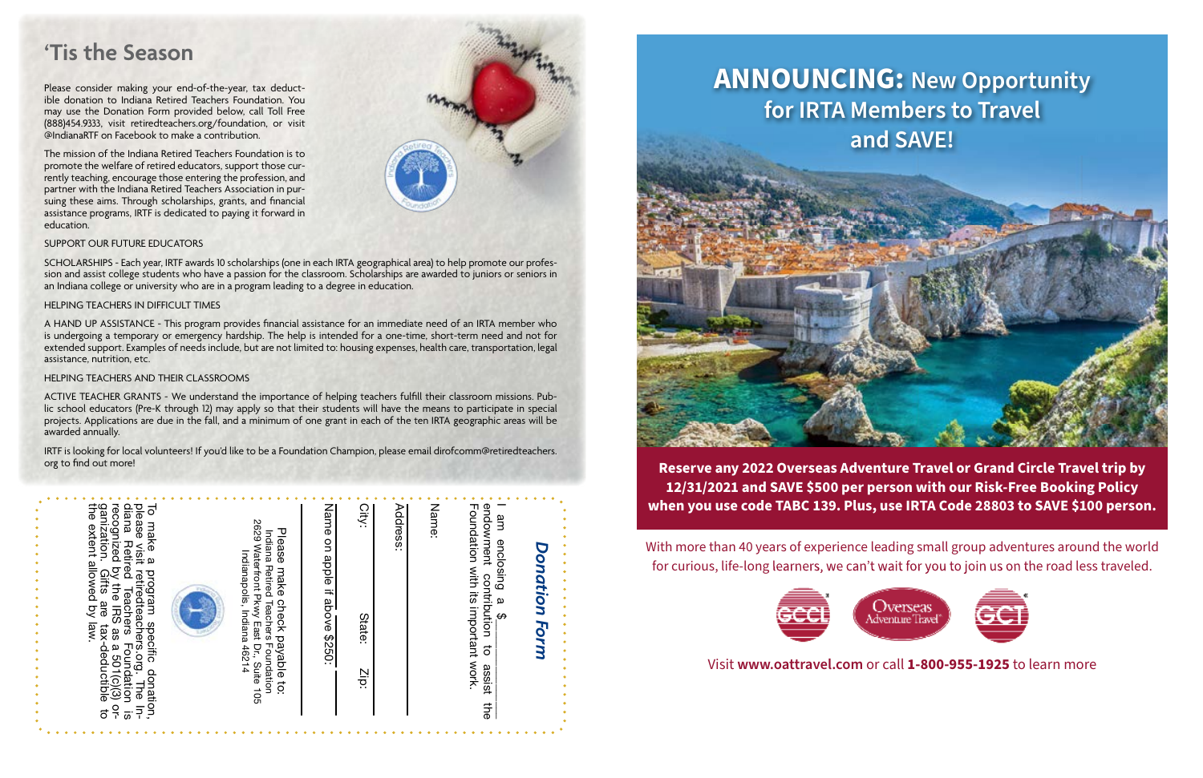## 'Tis the Season

Please consider making your end-of-the-year, tax deductible donation to Indiana Retired Teachers Foundation. You may use the Donation Form provided below, call Toll Free (888)454.9333, visit retiredteachers.org/foundation, or visit @IndianaRTF on Facebook to make a contribution.

The mission of the Indiana Retired Teachers Foundation is to promote the welfare of retired educators, support those currently teaching, encourage those entering the profession, and partner with the Indiana Retired Teachers Association in pursuing these aims. Through scholarships, grants, and financial assistance programs, IRTF is dedicated to paying it forward in education.

SUPPORT OUR FUTURE EDUCATORS

SCHOLARSHIPS - Each year, IRTF awards 10 scholarships (one in each IRTA geographical area) to help promote our profession and assist college students who have a passion for the classroom. Scholarships are awarded to juniors or seniors in an Indiana college or university who are in a program leading to a degree in education.

HELPING TEACHERS IN DIFFICULT TIMES

A HAND UP ASSISTANCE - This program provides financial assistance for an immediate need of an IRTA member who is undergoing a temporary or emergency hardship. The help is intended for a one-time, short-term need and not for extended support. Examples of needs include, but are not limited to: housing expenses, health care, transportation, legal assistance, nutrition, etc.

HELPING TEACHERS AND THEIR CLASSROOMS

ACTIVE TEACHER GRANTS - We understand the importance of helping teachers fulfill their classroom missions. Public school educators (Pre-K through 12) may apply so that their students will have the means to participate in special projects. Applications are due in the fall, and a minimum of one grant in each of the ten IRTA geographic areas will be awarded annually.

IRTF is looking for local volunteers! If you'd like to be a Foundation Champion, please email dirofcomm@retiredteachers.org to find out more!

### *Donation Form*

I am enclosing a $\_\_\_\_\_ endowment contribution to assist the Foundation with its important work.

Name: \_\_\_\_\_

Address: \_\_\_\_\_

City: \_\_\_\_\_ State: \_\_\_\_\_ Zip: \_\_\_\_\_

Name on apple if above $250: \_\_\_\_\_

Please make check payable to:
Indiana Retired Teachers Foundation
2629 Waterfront Pkwy East Dr., Suite 105
Indianapolis, Indiana 46214

To make a program specific donation, please visit retiredteachers.org. The Indiana Retired Teachers Foundation is recognized by the IRS as a 501(c)(3) organization. Gifts are tax-deductible to the extent allowed by law.

# ANNOUNCING: New Opportunity for IRTA Members to Travel and SAVE!

**Reserve any 2022 Overseas Adventure Travel or Grand Circle Travel trip by 12/31/2021 and SAVE $500 per person with our Risk-Free Booking Policy when you use code TABC 139. Plus, use IRTA Code 28803 to SAVE $100 person.**

With more than 40 years of experience leading small group adventures around the world for curious, life-long learners, we can't wait for you to join us on the road less traveled.

Visit **www.oattravel.com** or call **1-800-955-1925** to learn more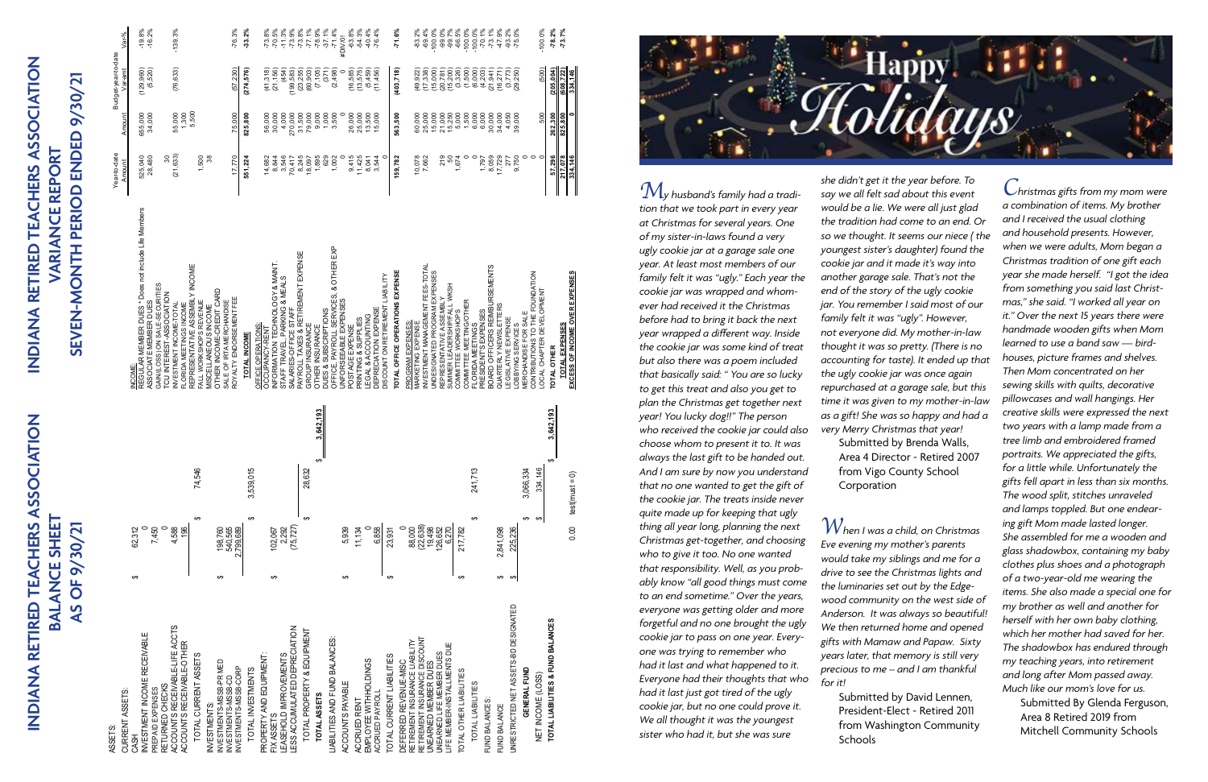# INDIANA RETIRED TEACHERS ASSOCIATION
## BALANCE SHEET
## AS OF 9/30/21

| | | | |
|---|---|---|---|
| **ASSETS:** | | | |
| CURRENT ASSETS: | | | |
| CASH | $ | 62,312 | |
| INVESTMENT INCOME RECEIVABLE | | 0 | |
| PREPAID EXPENSES | | 7,450 | |
| RETURNED CHECKS | | 0 | |
| ACCOUNTS RECEIVABLE-LIFE ACCTS | | 4,588 | |
| ACCOUNTS RECEIVABLE-OTHER | | 196 | |
| TOTAL CURRENT ASSETS | | $ | 74,546 |
| INVESTMENTS: | | | |
| INVESTMENTS-MSSB-PR MED | $ | 198,760 | |
| INVESTMENTS-MSSB-CD | | 540,565 | |
| INVESTMENTS-MSSB-CORP | | 2,799,689 | |
| TOTAL INVESTMENTS | | $ | 3,539,015 |
| PROPERTY AND EQUIPMENT: | | | |
| FIX ASSETS | $ | 102,067 | |
| LEASEHOLD IMPROVEMENTS | | 2,292 | |
| LESS ACCUMULATED DEPRECIATION | | (75,727) | |
| TOTAL PROPERTY & EQUIPMENT | | $ | 28,632 |
| **TOTAL ASSETS** | | $ | 3,642,193 |
| LIABILITIES AND FUND BALANCES: | | | |
| ACCOUNTS PAYABLE | $ | 5,939 | |
| ACCRUED RENT | | 11,134 | |
| EMPLOYEE WITHHOLDINGS | | 0 | |
| ACCRUED PAYROLL | | 6,858 | |
| TOTAL CURRENT LIABILITIES | $ | 23,931 | |
| DEFERRED REVENUE-MISC | | 0 | |
| RETIREMENT INSURANCE LIABILITY | | 88,000 | |
| RETIREMENT INSURANCE DISCOUNT | | (22,638) | |
| UNEARNED MEMBER DUES | | 19,498 | |
| UNEARNED LIFE MEMBER DUES | | 126,652 | |
| LIFE MEMBER-INSTALLMENTS DUE | | 6,270 | |
| TOTAL OTHER LIABILITIES | $ | 217,782 | |
| TOTAL LIABILITIES | | $ | 241,713 |
| FUND BALANCES: | | | |
| FUND BALANCE | $ | 2,841,098 | |
| UNRESTRICTED NET ASSETS-BD DESIGNATED | $ | 225,236 | |
| **GENERAL FUND** | | $ | 3,066,334 |
| NET INCOME (LOSS) | | | 334,146 |
| **TOTAL LIABILITIES & FUND BALANCES** | | $ | 3,642,193 |
| | | 0.00 | test(must = 0) |

# INDIANA RETIRED TEACHERS ASSOCIATION
## VARIANCE REPORT
## SEVEN-MONTH PERIOD ENDED 9/30/21

| | Year-to-date Amount | Budget-year-to-date Amount | Variant | Var% |
|---|---|---|---|---|
| **INCOME:** | | | | |
| REGULAR MEMBER DUES * Does not include Life Members | 525,040 | 655,000 | (129,960) | -19.8% |
| ASSOCIATE MEMBER DUES | 28,480 | 34,000 | (5,520) | -16.2% |
| GAIN/(LOSS) ON SALE-SECURITIES | | | | |
| TCU INTEREST-ASSOCIATION | 30 | | | |
| INVESTMENT INCOME-TOTAL | (21,633) | 55,000 | (76,633) | -139.3% |
| FLORIDA MEETINGS INCOME | | 1,300 | | |
| REPRESENTATIVE ASSEMBLY INCOME | | 5,500 | | |
| FALL WORKSHOPS REVENUE | 1,500 | | | |
| MISCELLANEOUS INCOME | 38 | | | |
| OTHER INCOME-CREDIT CARD | | | | |
| SALE OF IRTA MERCHANDISE | | | | |
| ROYALTY ENDORSEMENT FEE | 17,770 | 75,000 | (57,230) | -76.3% |
| **TOTAL INCOME** | **551,224** | **825,800** | **(274,576)** | **-33.2%** |
| OFFICE OPERATIONS: | | | | |
| OCCUPANCY-RENT | 14,682 | 56,000 | (41,318) | -73.8% |
| INFORMATION TECHNOLOGY & MAINT. | 8,844 | 30,000 | (21,156) | -70.5% |
| STAFF TRAVEL, PARKING & MEALS | 3,546 | 4,000 | (454) | -11.3% |
| SALARIES-OFFICE STAFF | 70,417 | 270,000 | (199,583) | -73.9% |
| PAYROLL TAXES & RETIREMENT EXPENSE | 8,245 | 31,500 | (23,255) | -73.8% |
| GROUP INSURANCE | 18,097 | 79,000 | (60,903) | -77.1% |
| OTHER INSURANCE | 1,895 | 9,000 | (7,105) | -78.9% |
| DUES & SUBSCRIPTIONS | 629 | 1,000 | (371) | -37.1% |
| OFFICE, PAYROLL SERVICES, & OTHER EXP | 1,002 | 3,500 | (2,498) | -71.4% |
| UNFORSEEABLE EXPENSES | 0 | 0 | 0 | #DIV/0! |
| POSTAGE EXPENSE | 9,415 | 26,000 | (16,585) | -63.8% |
| PRINTING & SUPPLIES | 11,423 | 25,000 | (13,577) | -54.3% |
| LEGAL & ACCOUNTING | 8,041 | 13,500 | (5,459) | -40.4% |
| DEPRECIATION EXPENSE | 3,544 | 15,000 | (11,456) | -76.4% |
| DISCOUNT ON RETIREMENT LIABILITY | 0 | | | |
| **TOTAL OFFICE OPERATIONS EXPENSE** | **159,782** | **563,500** | **(403,718)** | **-71.6%** |
| PROGRAM EXPENSES: | | | | |
| MARKETING EXPENSE | 10,078 | 60,000 | (49,922) | -83.2% |
| INVESTMENT MANAGEMENT FEES-TOTAL | 7,662 | 25,000 | (17,338) | -69.4% |
| UNDESIGNATED PROGRAM EXPENSES | | 15,000 | (15,000) | -100.0% |
| REPRESENTATIVE ASSEMBLY | 219 | 21,000 | (20,781) | -99.0% |
| SUMMER LEADERSHIP/FALL WKSH | 50 | 15,250 | (15,200) | -99.7% |
| COMMITTEE WORKSHOPS | 1,674 | 5,000 | (3,326) | -66.5% |
| COMMITTEE MEETING/OTHER | 0 | 1,500 | (1,500) | -100.0% |
| FLORIDA MEETINGS | 0 | 6,000 | (6,000) | -100.0% |
| PRESIDENT'S EXPENSES | 1,797 | 6,000 | (4,203) | -70.1% |
| BOARD OFFICERS REIMBURSEMENTS | 8,059 | 30,000 | (21,941) | -73.1% |
| QUARTERLY NEWSLETTERS | 17,729 | 34,000 | (16,271) | -47.9% |
| LEGISLATIVE EXPENSE | 277 | 4,050 | (3,773) | -93.2% |
| LOBBYING SERVICES | 9,750 | 39,000 | (29,250) | -75.0% |
| MERCHANDISE FOR SALE | 0 | | | |
| CONTRIBUTIONS TO THE FOUNDATION | 0 | | | |
| LOCAL CHAPTER DEVELOPMENT | 0 | 500 | (500) | -100.0% |
| **TOTAL PROGRAM** | **57,296** | **262,300** | **(205,004)** | **-78.2%** |
| **TOTAL EXPENSES** | **217,078** | **825,800** | **(608,722)** | **-73.7%** |
| **EXCESS OF INCOME OVER EXPENSES** | **334,146** | **0** | **334,146** | |

# Happy Holidays

*My husband's family had a tradition that we took part in every year at Christmas for several years. One of my sister-in-laws found a very ugly cookie jar at a garage sale one year. At least most members of our family felt it was "ugly." Each year the cookie jar was wrapped and whomever had received it the Christmas before had to bring it back the next year wrapped a different way. Inside the cookie jar was some kind of treat but also there was a poem included that basically said: " You are so lucky to get this treat and also you get to plan the Christmas get together next year! You lucky dog!!" The person who received the cookie jar could also choose whom to present it to. It was always the last gift to be handed out. And I am sure by now you understand that no one wanted to get the gift of the cookie jar. The treats inside never quite made up for keeping that ugly thing all year long, planning the next Christmas get-together, and choosing who to give it too. No one wanted that responsibility. Well, as you probably know "all good things must come to an end sometime." Over the years, everyone was getting older and more forgetful and no one brought the ugly cookie jar to pass on one year. Everyone was trying to remember who had it last and what happened to it. Everyone had their thoughts that who had it last just got tired of the ugly cookie jar, but no one could prove it. We all thought it was the youngest sister who had it, but she was sure she didn't get it the year before. To say we all felt sad about this event would be a lie. We were all just glad the tradition had come to an end. Or so we thought. It seems our niece ( the youngest sister's daughter) found the cookie jar and it made it's way into another garage sale. That's not the end of the story of the ugly cookie jar. You remember I said most of our family felt it was "ugly". However, not everyone did. My mother-in-law thought it was so pretty. (There is no accounting for taste). It ended up that the ugly cookie jar was once again repurchased at a garage sale, but this time it was given to my mother-in-law as a gift! She was so happy and had a very Merry Christmas that year!*

Submitted by Brenda Walls, Area 4 Director - Retired 2007 from Vigo County School Corporation

*When I was a child, on Christmas Eve evening my mother's parents would take my siblings and me for a drive to see the Christmas lights and the luminaries set out by the Edgewood community on the west side of Anderson. It was always so beautiful! We then returned home and opened gifts with Mamaw and Papaw. Sixty years later, that memory is still very precious to me – and I am thankful for it!*

Submitted by David Lennen, President-Elect - Retired 2011 from Washington Community Schools

*Christmas gifts from my mom were a combination of items. My brother and I received the usual clothing and household presents. However, when we were adults, Mom began a Christmas tradition of one gift each year she made herself. "I got the idea from something you said last Christmas," she said. "I worked all year on it." Over the next 15 years there were handmade wooden gifts when Mom learned to use a band saw — birdhouses, picture frames and shelves. Then Mom concentrated on her sewing skills with quilts, decorative pillowcases and wall hangings. Her creative skills were expressed the next two years with a lamp made from a tree limb and embroidered framed portraits. We appreciated the gifts, for a little while. Unfortunately the gifts fell apart in less than six months. The wood split, stitches unraveled and lamps toppled. But one endearing gift Mom made lasted longer. She assembled for me a wooden and glass shadowbox, containing my baby clothes plus shoes and a photograph of a two-year-old me wearing the items. She also made a special one for my brother as well and another for herself with her own baby clothing, which her mother had saved for her. The shadowbox has endured through my teaching years, into retirement and long after Mom passed away. Much like our mom's love for us.*

Submitted By Glenda Ferguson, Area 8 Retired 2019 from Mitchell Community Schools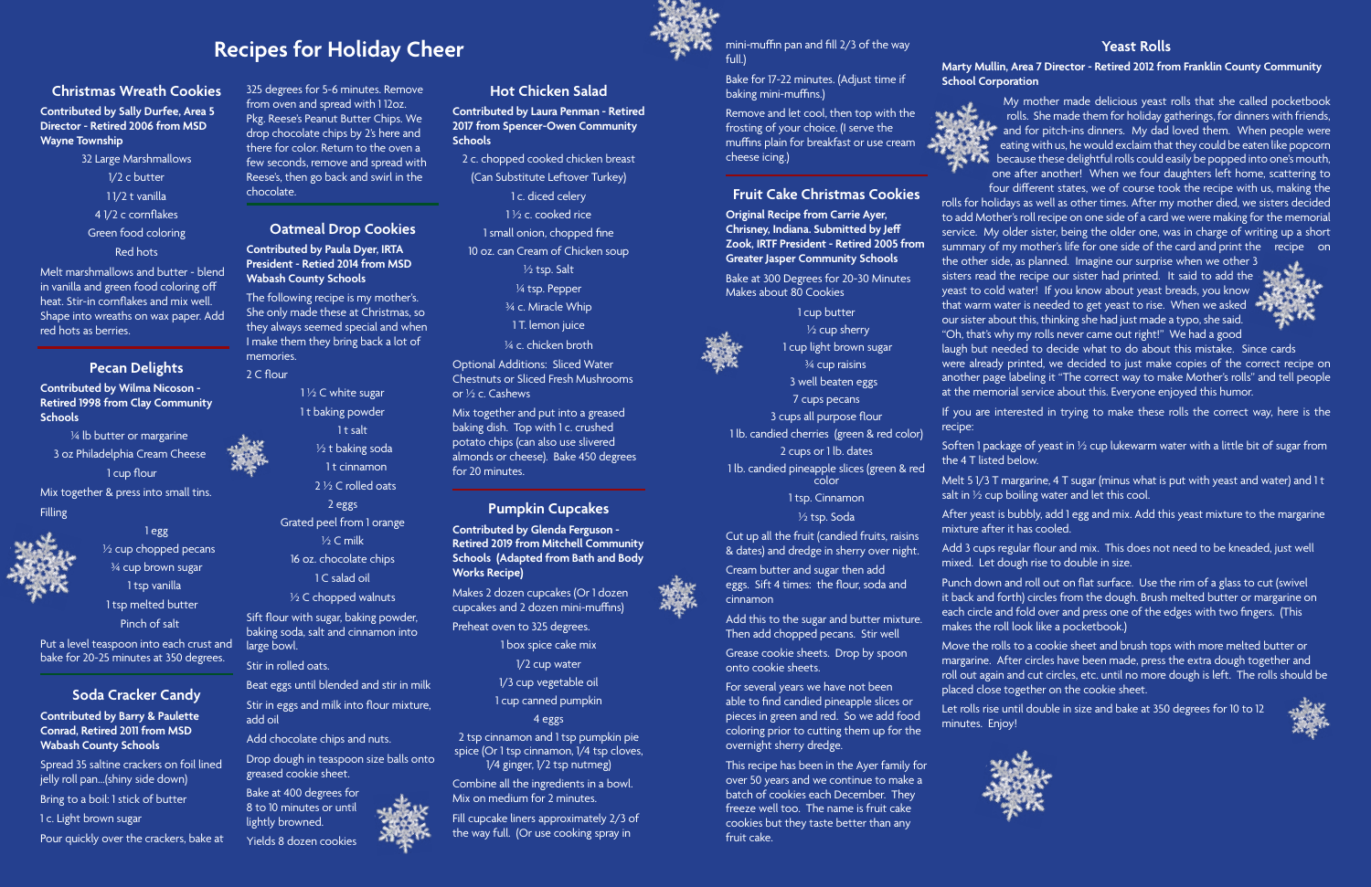# Recipes for Holiday Cheer

## Christmas Wreath Cookies

**Contributed by Sally Durfee, Area 5 Director - Retired 2006 from MSD Wayne Township**

32 Large Marshmallows
1/2 c butter
1 1/2 t vanilla
4 1/2 c cornflakes
Green food coloring
Red hots

Melt marshmallows and butter - blend in vanilla and green food coloring off heat. Stir-in cornflakes and mix well. Shape into wreaths on wax paper. Add red hots as berries.

## Pecan Delights

**Contributed by Wilma Nicoson - Retired 1998 from Clay Community Schools**

¼ lb butter or margarine
3 oz Philadelphia Cream Cheese
1 cup flour

Mix together & press into small tins.

Filling

1 egg
½ cup chopped pecans
¾ cup brown sugar
1 tsp vanilla
1 tsp melted butter
Pinch of salt

Put a level teaspoon into each crust and bake for 20-25 minutes at 350 degrees.

## Soda Cracker Candy

**Contributed by Barry & Paulette Conrad, Retired 2011 from MSD Wabash County Schools**

Spread 35 saltine crackers on foil lined jelly roll pan...(shiny side down)

Bring to a boil: 1 stick of butter

1 c. Light brown sugar

Pour quickly over the crackers, bake at 325 degrees for 5-6 minutes. Remove from oven and spread with 1 12oz. Pkg. Reese's Peanut Butter Chips. We drop chocolate chips by 2's here and there for color. Return to the oven a few seconds, remove and spread with Reese's, then go back and swirl in the chocolate.

## Oatmeal Drop Cookies

**Contributed by Paula Dyer, IRTA President - Retired 2014 from MSD Wabash County Schools**

The following recipe is my mother's. She only made these at Christmas, so they always seemed special and when I make them they bring back a lot of memories.

2 C flour
1 ½ C white sugar
1 t baking powder
1 t salt
½ t baking soda
1 t cinnamon
2 ½ C rolled oats
2 eggs
Grated peel from 1 orange
½ C milk
16 oz. chocolate chips
1 C salad oil
½ C chopped walnuts

Sift flour with sugar, baking powder, baking soda, salt and cinnamon into large bowl.

Stir in rolled oats.

Beat eggs until blended and stir in milk

Stir in eggs and milk into flour mixture, add oil

Add chocolate chips and nuts.

Drop dough in teaspoon size balls onto greased cookie sheet.

Bake at 400 degrees for 8 to 10 minutes or until lightly browned.

Yields 8 dozen cookies

## Hot Chicken Salad

**Contributed by Laura Penman - Retired 2017 from Spencer-Owen Community Schools**

2 c. chopped cooked chicken breast
(Can Substitute Leftover Turkey)
1 c. diced celery
1 ½ c. cooked rice
1 small onion, chopped fine
10 oz. can Cream of Chicken soup
½ tsp. Salt
¼ tsp. Pepper
¾ c. Miracle Whip
1 T. lemon juice
¼ c. chicken broth

Optional Additions: Sliced Water Chestnuts or Sliced Fresh Mushrooms or ½ c. Cashews

Mix together and put into a greased baking dish. Top with 1 c. crushed potato chips (can also use slivered almonds or cheese). Bake 450 degrees for 20 minutes.

## Pumpkin Cupcakes

**Contributed by Glenda Ferguson - Retired 2019 from Mitchell Community Schools (Adapted from Bath and Body Works Recipe)**

Makes 2 dozen cupcakes (Or 1 dozen cupcakes and 2 dozen mini-muffins)

Preheat oven to 325 degrees.

1 box spice cake mix
1/2 cup water
1/3 cup vegetable oil
1 cup canned pumpkin
4 eggs
2 tsp cinnamon and 1 tsp pumpkin pie spice (Or 1 tsp cinnamon, 1/4 tsp cloves, 1/4 ginger, 1/2 tsp nutmeg)

Combine all the ingredients in a bowl. Mix on medium for 2 minutes.

Fill cupcake liners approximately 2/3 of the way full. (Or use cooking spray in mini-muffin pan and fill 2/3 of the way full.)

Bake for 17-22 minutes. (Adjust time if baking mini-muffins.)

Remove and let cool, then top with the frosting of your choice. (I serve the muffins plain for breakfast or use cream cheese icing.)

## Fruit Cake Christmas Cookies

**Original Recipe from Carrie Ayer, Chrisney, Indiana. Submitted by Jeff Zook, IRTF President - Retired 2005 from Greater Jasper Community Schools**

Bake at 300 Degrees for 20-30 Minutes
Makes about 80 Cookies

1 cup butter
½ cup sherry
1 cup light brown sugar
¾ cup raisins
3 well beaten eggs
7 cups pecans
3 cups all purpose flour
1 lb. candied cherries (green & red color)
2 cups or 1 lb. dates
1 lb. candied pineapple slices (green & red color)
1 tsp. Cinnamon
½ tsp. Soda

Cut up all the fruit (candied fruits, raisins & dates) and dredge in sherry over night.

Cream butter and sugar then add eggs. Sift 4 times: the flour, soda and cinnamon

Add this to the sugar and butter mixture. Then add chopped pecans. Stir well

Grease cookie sheets. Drop by spoon onto cookie sheets.

For several years we have not been able to find candied pineapple slices or pieces in green and red. So we add food coloring prior to cutting them up for the overnight sherry dredge.

This recipe has been in the Ayer family for over 50 years and we continue to make a batch of cookies each December. They freeze well too. The name is fruit cake cookies but they taste better than any fruit cake.

## Yeast Rolls

**Marty Mullin, Area 7 Director - Retired 2012 from Franklin County Community School Corporation**

My mother made delicious yeast rolls that she called pocketbook rolls. She made them for holiday gatherings, for dinners with friends, and for pitch-ins dinners. My dad loved them. When people were eating with us, he would exclaim that they could be eaten like popcorn because these delightful rolls could easily be popped into one's mouth, one after another! When we four daughters left home, scattering to four different states, we of course took the recipe with us, making the rolls for holidays as well as other times. After my mother died, we sisters decided to add Mother's roll recipe on one side of a card we were making for the memorial service. My older sister, being the older one, was in charge of writing up a short summary of my mother's life for one side of the card and print the recipe on the other side, as planned. Imagine our surprise when we other 3 sisters read the recipe our sister had printed. It said to add the yeast to cold water! If you know about yeast breads, you know that warm water is needed to get yeast to rise. When we asked our sister about this, thinking she had just made a typo, she said. "Oh, that's why my rolls never came out right!" We had a good laugh but needed to decide what to do about this mistake. Since cards were already printed, we decided to just make copies of the correct recipe on another page labeling it "The correct way to make Mother's rolls" and tell people at the memorial service about this. Everyone enjoyed this humor.

If you are interested in trying to make these rolls the correct way, here is the recipe:

Soften 1 package of yeast in ½ cup lukewarm water with a little bit of sugar from the 4 T listed below.

Melt 5 1/3 T margarine, 4 T sugar (minus what is put with yeast and water) and 1 t salt in ½ cup boiling water and let this cool.

After yeast is bubbly, add 1 egg and mix. Add this yeast mixture to the margarine mixture after it has cooled.

Add 3 cups regular flour and mix. This does not need to be kneaded, just well mixed. Let dough rise to double in size.

Punch down and roll out on flat surface. Use the rim of a glass to cut (swivel it back and forth) circles from the dough. Brush melted butter or margarine on each circle and fold over and press one of the edges with two fingers. (This makes the roll look like a pocketbook.)

Move the rolls to a cookie sheet and brush tops with more melted butter or margarine. After circles have been made, press the extra dough together and roll out again and cut circles, etc. until no more dough is left. The rolls should be placed close together on the cookie sheet.

Let rolls rise until double in size and bake at 350 degrees for 10 to 12 minutes. Enjoy!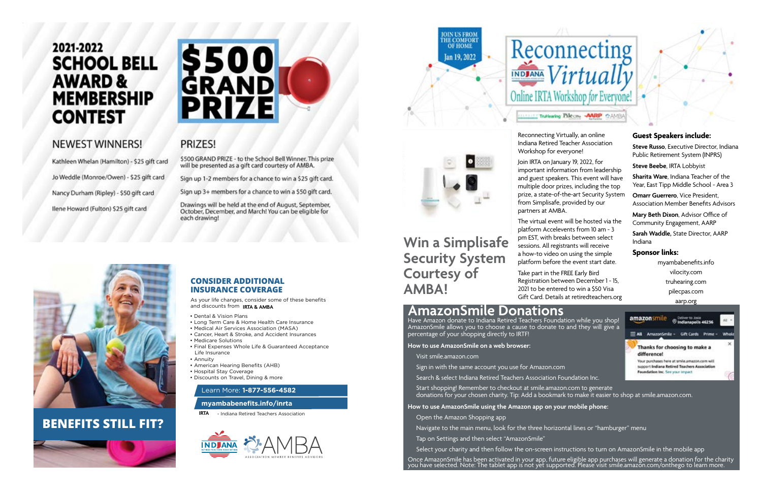# 2021-2022 SCHOOL BELL AWARD & MEMBERSHIP CONTEST

## $500 GRAND PRIZE

### NEWEST WINNERS!

Kathleen Whelan (Hamilton) - $25 gift card

Jo Weddle (Monroe/Owen) - $25 gift card

Nancy Durham (Ripley) - $50 gift card

Ilene Howard (Fulton) $25 gift card

### PRIZES!

$500 GRAND PRIZE - to the School Bell Winner. This prize will be presented as a gift card courtesy of AMBA.

Sign up 1-2 members for a chance to win a $25 gift card.

Sign up 3+ members for a chance to win a $50 gift card.

Drawings will be held at the end of August, September, October, December, and March! You can be eligible for each drawing!

## BENEFITS STILL FIT?

### CONSIDER ADDITIONAL INSURANCE COVERAGE

As your life changes, consider some of these benefits and discounts from **IRTA & AMBA**

- Dental & Vision Plans
- Long Term Care & Home Health Care Insurance
- Medical Air Services Association (MASA)
- Cancer, Heart & Stroke, and Accident Insurances
- Medicare Solutions
- Final Expenses Whole Life & Guaranteed Acceptance Life Insurance
- Annuity
- American Hearing Benefits (AHB)
- Hospital Stay Coverage
- Discounts on Travel, Dining & more

Learn More: **1-877-556-4582**

**myambabenefits.info/inrta**

**IRTA** - Indiana Retired Teachers Association

# Reconnecting Virtually

JOIN US FROM THE COMFORT OF HOME

Jan 19, 2022

Online IRTA Workshop for Everyone!

## Win a Simplisafe Security System Courtesy of AMBA!

Reconnecting Virtually, an online Indiana Retired Teacher Association Workshop for everyone!

Join IRTA on January 19, 2022, for important information from leadership and guest speakers. This event will have multiple door prizes, including the top prize, a state-of-the-art Security System from Simplisafe, provided by our partners at AMBA.

The virtual event will be hosted via the platform Accelevents from 10 am - 3 pm EST, with breaks between select sessions. All registrants will receive a how-to video on using the simple platform before the event start date.

Take part in the FREE Early Bird Registration between December 1 - 15, 2021 to be entered to win a $50 Visa Gift Card. Details at retiredteachers.org

### Guest Speakers include:

**Steve Russo**, Executive Director, Indiana Public Retirement System (INPRS)

**Steve Beebe**, IRTA Lobbyist

**Sharita Ware**, Indiana Teacher of the Year, East Tipp Middle School - Area 3

**Omarr Guerrero**, Vice President, Association Member Benefits Advisors

**Mary Beth Dixon**, Advisor Office of Community Engagement, AARP

**Sarah Waddle**, State Director, AARP Indiana

### Sponsor links:

myambabenefits.info

vilocity.com

truhearing.com

pilecpas.com

aarp.org

## AmazonSmile Donations

Have Amazon donate to Indiana Retired Teachers Foundation while you shop! AmazonSmile allows you to choose a cause to donate to and they will give a percentage of your shopping directly to IRTF!

**How to use AmazonSmile on a web browser:**

Visit smile.amazon.com

Sign in with the same account you use for Amazon.com

Search & select Indiana Retired Teachers Association Foundation Inc.

Start shopping! Remember to checkout at smile.amazon.com to generate donations for your chosen charity. Tip: Add a bookmark to make it easier to shop at smile.amazon.com.

**How to use AmazonSmile using the Amazon app on your mobile phone:**

Open the Amazon Shopping app

Navigate to the main menu, look for the three horizontal lines or "hamburger" menu

Tap on Settings and then select "AmazonSmile"

Select your charity and then follow the on-screen instructions to turn on AmazonSmile in the mobile app

Once AmazonSmile has been activated in your app, future eligible app purchases will generate a donation for the charity you have selected. Note: The tablet app is not yet supported. Please visit smile.amazon.com/onthego to learn more.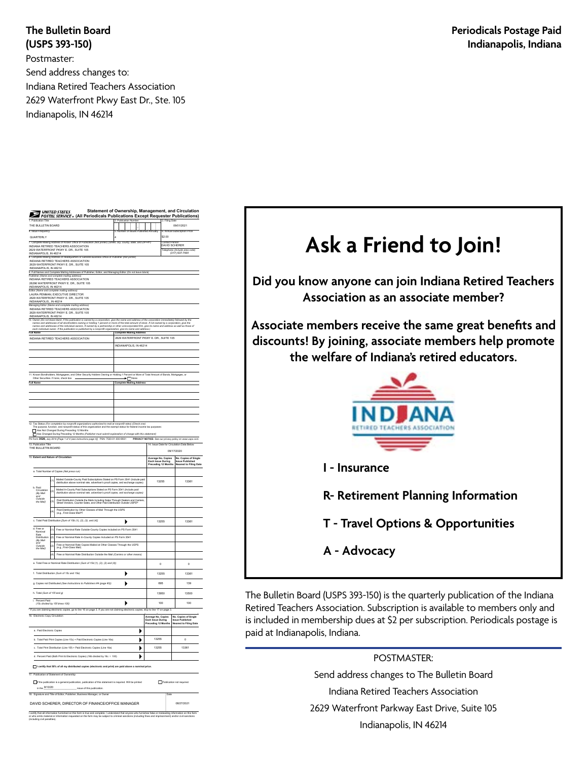**The Bulletin Board**
**(USPS 393-150)**
Postmaster:
Send address changes to:
Indiana Retired Teachers Association
2629 Waterfront Pkwy East Dr., Ste. 105
Indianapolis, IN 46214

**Periodicals Postage Paid**
**Indianapolis, Indiana**

**UNITED STATES POSTAL SERVICE® Statement of Ownership, Management, and Circulation (All Periodicals Publications Except Requester Publications)**

1. Publication Title: THE BULLETIN BOARD
2. Publication Number:
3. Filing Date: 09/01/2021
4. Issue Frequency: QUARTERLY
5. Number of Issues Published Annually: 4
6. Annual Subscription Price: $2.00
7. Complete Mailing Address of Known Office of Publication (Not printer) (Street, city, county, state, and ZIP+4®): INDIANA RETIRED TEACHERS ASSOCIATION, 2629 WATERFRONT PKWY E. DR., SUITE 105, INDIANAPOLIS, IN 46214
Contact Person: DAVID SCHERER
Telephone (Include area code): (317) 637-7481
8. Complete Mailing Address of Headquarters or General Business Office of Publisher (Not printer): INDIANA RETIRED TEACHERS ASSOCIATION, 2629 WATERFRONT PKWY E. DR., SUITE 105, INDIANAPOLIS, IN 46214
9. Full Names and Complete Mailing Addresses of Publisher, Editor, and Managing Editor (Do not leave blank)
Publisher (Name and complete mailing address): INDIANA RETIRED TEACHERS ASSOCIATION, 26290 WATERFRONT PKWY E. DR., SUITE 105, INDIANAPOLIS, IN 46214
Editor (Name and complete mailing address): LAURA PENMAN, EXECUTIVE DIRECTOR, 2629 WATERFRONT PKWY E. DR., SUITE 105, INDIANAPOLIS,, IN 46214
Managing Editor (Name and complete mailing address): INDIANA RETIRED TEACHERS ASSOCIATION, 2629 WATERFRONT PKWY E. DR., SUITE 105, INDIANAPOLIS, IN 46214
10. Owner (Do not leave blank. If the publication is owned by a corporation, give the name and address of the corporation immediately followed by the names and addresses of all stockholders owning or holding 1 percent or more of the total amount of stock. If not owned by a corporation, give the names and addresses of the individual owners. If owned by a partnership or other unincorporated firm, give its name and address as well as those of each individual owner. If the publication is published by a nonprofit organization, give its name and address.)

| Full Name | Complete Mailing Address |
|---|---|
| INDIANA RETIRED TEACHERS ASSOCIATION | 2629 WATERFRONT PKWY E. DR., SUITE 105, INDIANAPOLIS, IN 46214 |

11. Known Bondholders, Mortgagees, and Other Security Holders Owning or Holding 1 Percent or More of Total Amount of Bonds, Mortgages, or Other Securities. If none, check box ☐ None

| Full Name | Complete Mailing Address |
|---|---|
| | |

12. Tax Status (For completion by nonprofit organizations authorized to mail at nonprofit rates) (Check one)
The purpose, function, and nonprofit status of this organization and the exempt status for federal income tax purposes:
☐ Has Not Changed During Preceding 12 Months
☐ Has Changed During Preceding 12 Months (Publisher must submit explanation of change with this statement)

PS Form 3526, July 2014 (Page 1 of 4 (see instructions page 4)) PSN: 7530-01-000-9931 PRIVACY NOTICE: See our privacy policy on www.usps.com.

13. Publication Title: THE BULLETIN BOARD
14. Issue Date for Circulation Data Below: 09/17/2020

| 15. Extent and Nature of Circulation | | Average No. Copies Each Issue During Preceding 12 Months | No. Copies of Single Issue Published Nearest to Filing Date |
|---|---|---|---|
| a. Total Number of Copies (Net press run) | | | |
| b. Paid Circulation (By Mail and Outside the Mail) | (1) Mailed Outside-County Paid Subscriptions Stated on PS Form 3541 (Include paid distribution above nominal rate, advertiser's proof copies, and exchange copies) | 13255 | 13361 |
| | (2) Mailed In-County Paid Subscriptions Stated on PS Form 3541 (Include paid distribution above nominal rate, advertiser's proof copies, and exchange copies) | | |
| | (3) Paid Distribution Outside the Mails Including Sales Through Dealers and Carriers, Street Vendors, Counter Sales, and Other Paid Distribution Outside USPS® | | |
| | (4) Paid Distribution by Other Classes of Mail Through the USPS (e.g., First-Class Mail®) | | |
| c. Total Paid Distribution (Sum of 15b (1), (2), (3), and (4)) | | 13255 | 13361 |
| d. Free or Nominal Rate Distribution (By Mail and Outside the Mail) | (1) Free or Nominal Rate Outside-County Copies included on PS Form 3541 | | |
| | (2) Free or Nominal Rate In-County Copies Included on PS Form 3541 | | |
| | (3) Free or Nominal Rate Copies Mailed at Other Classes Through the USPS (e.g., First-Class Mail) | | |
| | (4) Free or Nominal Rate Distribution Outside the Mail (Carriers or other means) | | |
| e. Total Free or Nominal Rate Distribution (Sum of 15d (1), (2), (3) and (4)) | | 0 | 0 |
| f. Total Distribution (Sum of 15c and 15e) | | 13255 | 13361 |
| g. Copies not Distributed (See Instructions to Publishers #4 (page #3)) | | 695 | 139 |
| h. Total (Sum of 15f and g) | | 13950 | 13500 |
| i. Percent Paid (15c divided by 15f times 100) | | 100 | 100 |

* If you are claiming electronic copies, go to line 16 on page 3. If you are not claiming electronic copies, skip to line 17 on page 3.

| 16. Electronic Copy Circulation | Average No. Copies Each Issue During Preceding 12 Months | No. Copies of Single Issue Published Nearest to Filing Date |
|---|---|---|
| a. Paid Electronic Copies | | |
| b. Total Paid Print Copies (Line 15c) + Paid Electronic Copies (Line 16a) | 13255 | 0 |
| c. Total Print Distribution (Line 15f) + Paid Electronic Copies (Line 16a) | 13255 | 13361 |
| d. Percent Paid (Both Print & Electronic Copies) (16b divided by 16c × 100) | | |

☐ I certify that 50% of all my distributed copies (electronic and print) are paid above a nominal price.

17. Publication of Statement of Ownership
☐ If the publication is a general publication, publication of this statement is required. Will be printed in the 9/10/20 issue of this publication.
☐ Publication not required.

18. Signature and Title of Editor, Publisher, Business Manager, or Owner: DAVID SCHERER, DIRECTOR OF FINANCE/OFFICE MANAGER
Date: 08/27/2021

I certify that all information furnished on this form is true and complete. I understand that anyone who furnishes false or misleading information on this form or who omits material or information requested on the form may be subject to criminal sanctions (including fines and imprisonment) and/or civil sanctions (including civil penalties).

# Ask a Friend to Join!

**Did you know anyone can join Indiana Retired Teachers Association as an associate member?**

**Associate members receive the same great benefits and discounts! By joining, associate members help promote the welfare of Indiana's retired educators.**

INDIANA RETIRED TEACHERS ASSOCIATION

**I - Insurance**

**R- Retirement Planning Information**

**T - Travel Options & Opportunities**

**A - Advocacy**

The Bulletin Board (USPS 393-150) is the quarterly publication of the Indiana Retired Teachers Association. Subscription is available to members only and is included in membership dues at $2 per subscription. Periodicals postage is paid at Indianapolis, Indiana.

POSTMASTER:
Send address changes to The Bulletin Board
Indiana Retired Teachers Association
2629 Waterfront Parkway East Drive, Suite 105
Indianapolis, IN 46214